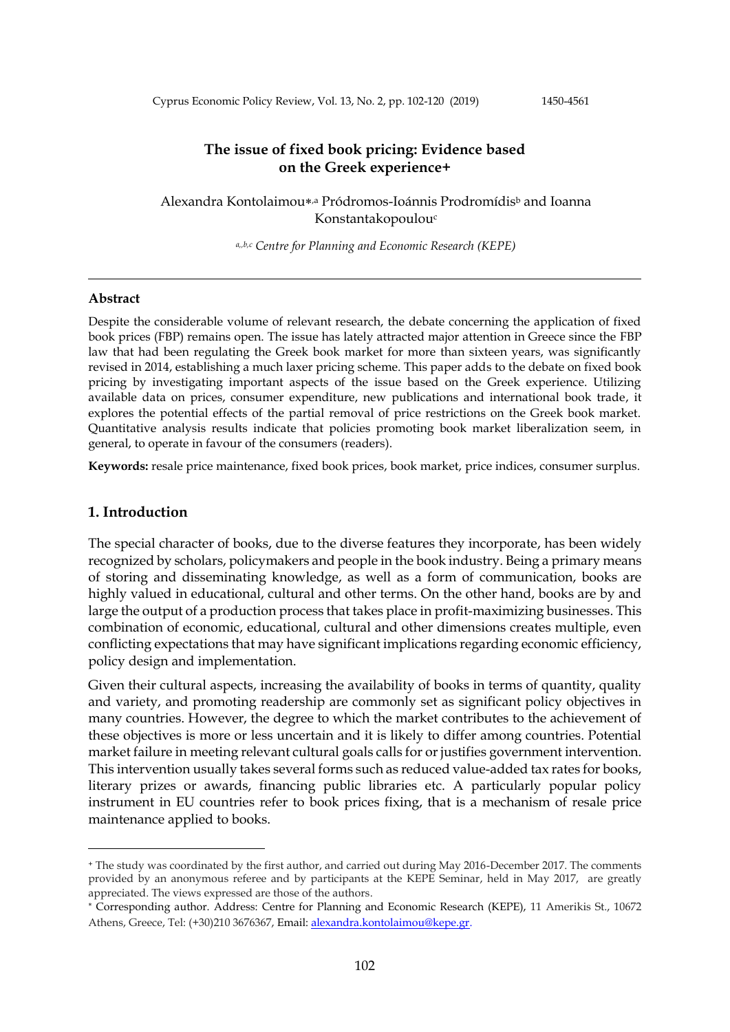# The issue of fixed book pricing: Evidence based on the Greek experience+

Alexandra Kontolaimou*,[a] Pródromos-Ioánnis Prodromídis[b] and Ioanna Konstantakopoulou[c]

[a,b,c] *Centre for Planning and Economic Research (KEPE)*

---

## Abstract

Despite the considerable volume of relevant research, the debate concerning the application of fixed book prices (FBP) remains open. The issue has lately attracted major attention in Greece since the FBP law that had been regulating the Greek book market for more than sixteen years, was significantly revised in 2014, establishing a much laxer pricing scheme. This paper adds to the debate on fixed book pricing by investigating important aspects of the issue based on the Greek experience. Utilizing available data on prices, consumer expenditure, new publications and international book trade, it explores the potential effects of the partial removal of price restrictions on the Greek book market. Quantitative analysis results indicate that policies promoting book market liberalization seem, in general, to operate in favour of the consumers (readers).

**Keywords:** resale price maintenance, fixed book prices, book market, price indices, consumer surplus.

## 1. Introduction

The special character of books, due to the diverse features they incorporate, has been widely recognized by scholars, policymakers and people in the book industry. Being a primary means of storing and disseminating knowledge, as well as a form of communication, books are highly valued in educational, cultural and other terms. On the other hand, books are by and large the output of a production process that takes place in profit-maximizing businesses. This combination of economic, educational, cultural and other dimensions creates multiple, even conflicting expectations that may have significant implications regarding economic efficiency, policy design and implementation.

Given their cultural aspects, increasing the availability of books in terms of quantity, quality and variety, and promoting readership are commonly set as significant policy objectives in many countries. However, the degree to which the market contributes to the achievement of these objectives is more or less uncertain and it is likely to differ among countries. Potential market failure in meeting relevant cultural goals calls for or justifies government intervention. This intervention usually takes several forms such as reduced value-added tax rates for books, literary prizes or awards, financing public libraries etc. A particularly popular policy instrument in EU countries refer to book prices fixing, that is a mechanism of resale price maintenance applied to books.

---

+ The study was coordinated by the first author, and carried out during May 2016-December 2017. The comments provided by an anonymous referee and by participants at the KEPE Seminar, held in May 2017, are greatly appreciated. The views expressed are those of the authors.

* Corresponding author. Address: Centre for Planning and Economic Research (KEPE), 11 Amerikis St., 10672 Athens, Greece, Tel: (+30)210 3676367, Email: alexandra.kontolaimou@kepe.gr.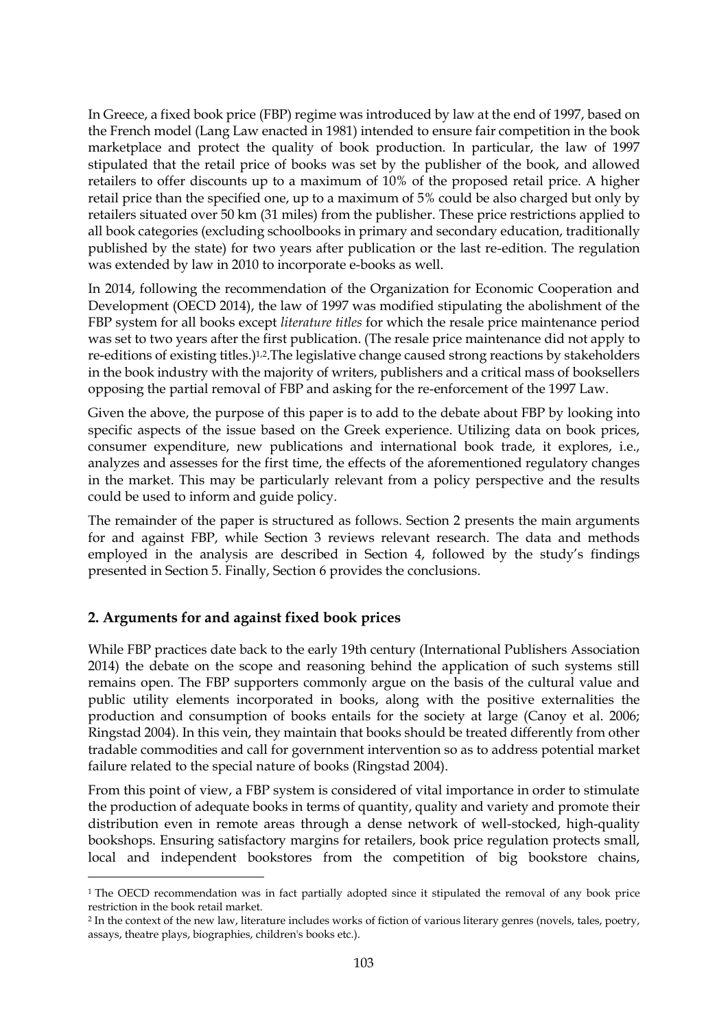In Greece, a fixed book price (FBP) regime was introduced by law at the end of 1997, based on the French model (Lang Law enacted in 1981) intended to ensure fair competition in the book marketplace and protect the quality of book production. In particular, the law of 1997 stipulated that the retail price of books was set by the publisher of the book, and allowed retailers to offer discounts up to a maximum of 10% of the proposed retail price. A higher retail price than the specified one, up to a maximum of 5% could be also charged but only by retailers situated over 50 km (31 miles) from the publisher. These price restrictions applied to all book categories (excluding schoolbooks in primary and secondary education, traditionally published by the state) for two years after publication or the last re-edition. The regulation was extended by law in 2010 to incorporate e-books as well.

In 2014, following the recommendation of the Organization for Economic Cooperation and Development (OECD 2014), the law of 1997 was modified stipulating the abolishment of the FBP system for all books except *literature titles* for which the resale price maintenance period was set to two years after the first publication. (The resale price maintenance did not apply to re-editions of existing titles.)[1,2]. The legislative change caused strong reactions by stakeholders in the book industry with the majority of writers, publishers and a critical mass of booksellers opposing the partial removal of FBP and asking for the re-enforcement of the 1997 Law.

Given the above, the purpose of this paper is to add to the debate about FBP by looking into specific aspects of the issue based on the Greek experience. Utilizing data on book prices, consumer expenditure, new publications and international book trade, it explores, i.e., analyzes and assesses for the first time, the effects of the aforementioned regulatory changes in the market. This may be particularly relevant from a policy perspective and the results could be used to inform and guide policy.

The remainder of the paper is structured as follows. Section 2 presents the main arguments for and against FBP, while Section 3 reviews relevant research. The data and methods employed in the analysis are described in Section 4, followed by the study's findings presented in Section 5. Finally, Section 6 provides the conclusions.

## 2. Arguments for and against fixed book prices

While FBP practices date back to the early 19th century (International Publishers Association 2014) the debate on the scope and reasoning behind the application of such systems still remains open. The FBP supporters commonly argue on the basis of the cultural value and public utility elements incorporated in books, along with the positive externalities the production and consumption of books entails for the society at large (Canoy et al. 2006; Ringstad 2004). In this vein, they maintain that books should be treated differently from other tradable commodities and call for government intervention so as to address potential market failure related to the special nature of books (Ringstad 2004).

From this point of view, a FBP system is considered of vital importance in order to stimulate the production of adequate books in terms of quantity, quality and variety and promote their distribution even in remote areas through a dense network of well-stocked, high-quality bookshops. Ensuring satisfactory margins for retailers, book price regulation protects small, local and independent bookstores from the competition of big bookstore chains,

[1] The OECD recommendation was in fact partially adopted since it stipulated the removal of any book price restriction in the book retail market.

[2] In the context of the new law, literature includes works of fiction of various literary genres (novels, tales, poetry, assays, theatre plays, biographies, children's books etc.).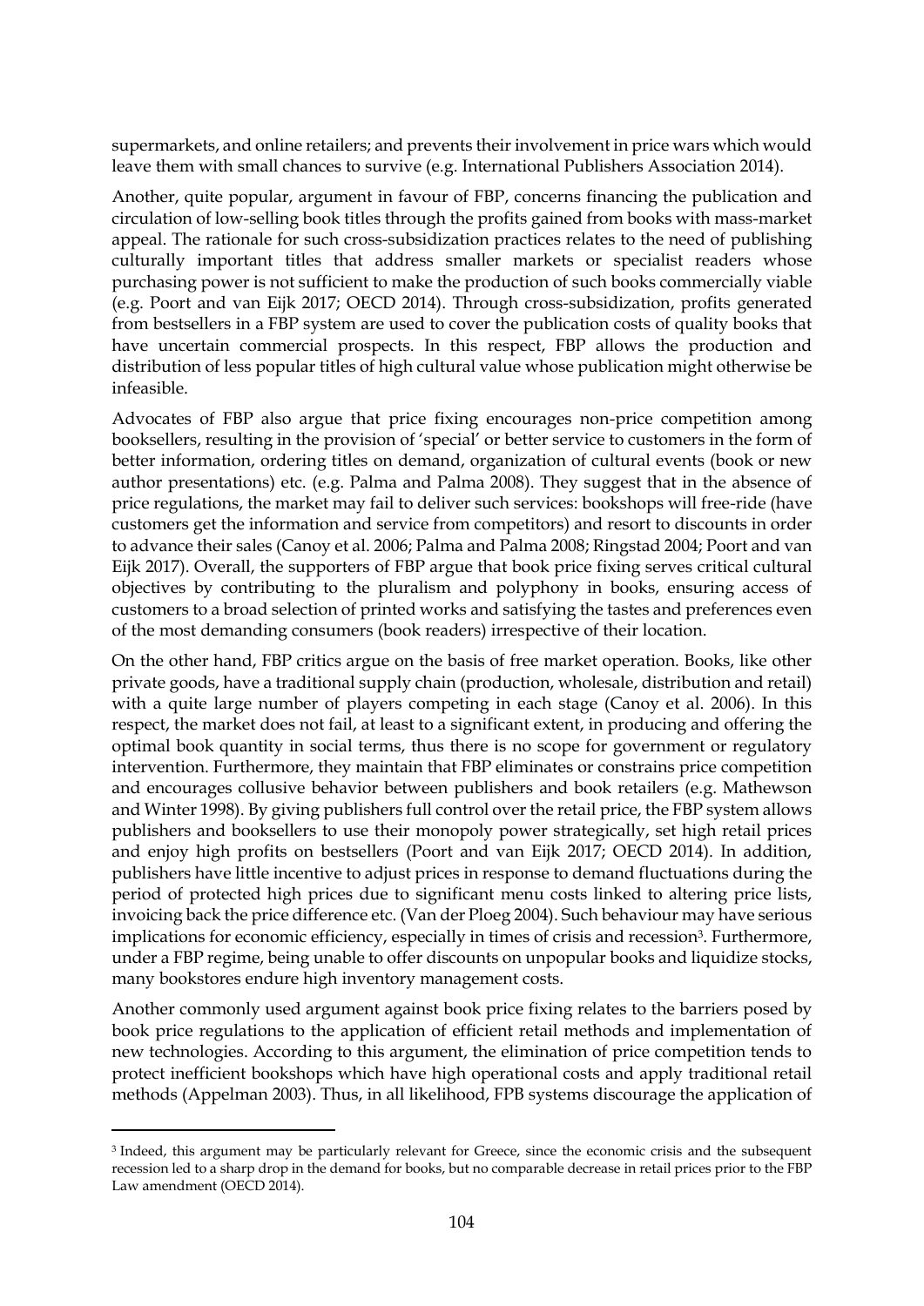supermarkets, and online retailers; and prevents their involvement in price wars which would leave them with small chances to survive (e.g. International Publishers Association 2014).

Another, quite popular, argument in favour of FBP, concerns financing the publication and circulation of low-selling book titles through the profits gained from books with mass-market appeal. The rationale for such cross-subsidization practices relates to the need of publishing culturally important titles that address smaller markets or specialist readers whose purchasing power is not sufficient to make the production of such books commercially viable (e.g. Poort and van Eijk 2017; OECD 2014). Through cross-subsidization, profits generated from bestsellers in a FBP system are used to cover the publication costs of quality books that have uncertain commercial prospects. In this respect, FBP allows the production and distribution of less popular titles of high cultural value whose publication might otherwise be infeasible.

Advocates of FBP also argue that price fixing encourages non-price competition among booksellers, resulting in the provision of 'special' or better service to customers in the form of better information, ordering titles on demand, organization of cultural events (book or new author presentations) etc. (e.g. Palma and Palma 2008). They suggest that in the absence of price regulations, the market may fail to deliver such services: bookshops will free-ride (have customers get the information and service from competitors) and resort to discounts in order to advance their sales (Canoy et al. 2006; Palma and Palma 2008; Ringstad 2004; Poort and van Eijk 2017). Overall, the supporters of FBP argue that book price fixing serves critical cultural objectives by contributing to the pluralism and polyphony in books, ensuring access of customers to a broad selection of printed works and satisfying the tastes and preferences even of the most demanding consumers (book readers) irrespective of their location.

On the other hand, FBP critics argue on the basis of free market operation. Books, like other private goods, have a traditional supply chain (production, wholesale, distribution and retail) with a quite large number of players competing in each stage (Canoy et al. 2006). In this respect, the market does not fail, at least to a significant extent, in producing and offering the optimal book quantity in social terms, thus there is no scope for government or regulatory intervention. Furthermore, they maintain that FBP eliminates or constrains price competition and encourages collusive behavior between publishers and book retailers (e.g. Mathewson and Winter 1998). By giving publishers full control over the retail price, the FBP system allows publishers and booksellers to use their monopoly power strategically, set high retail prices and enjoy high profits on bestsellers (Poort and van Eijk 2017; OECD 2014). In addition, publishers have little incentive to adjust prices in response to demand fluctuations during the period of protected high prices due to significant menu costs linked to altering price lists, invoicing back the price difference etc. (Van der Ploeg 2004). Such behaviour may have serious implications for economic efficiency, especially in times of crisis and recession[3]. Furthermore, under a FBP regime, being unable to offer discounts on unpopular books and liquidize stocks, many bookstores endure high inventory management costs.

Another commonly used argument against book price fixing relates to the barriers posed by book price regulations to the application of efficient retail methods and implementation of new technologies. According to this argument, the elimination of price competition tends to protect inefficient bookshops which have high operational costs and apply traditional retail methods (Appelman 2003). Thus, in all likelihood, FPB systems discourage the application of

[3] Indeed, this argument may be particularly relevant for Greece, since the economic crisis and the subsequent recession led to a sharp drop in the demand for books, but no comparable decrease in retail prices prior to the FBP Law amendment (OECD 2014).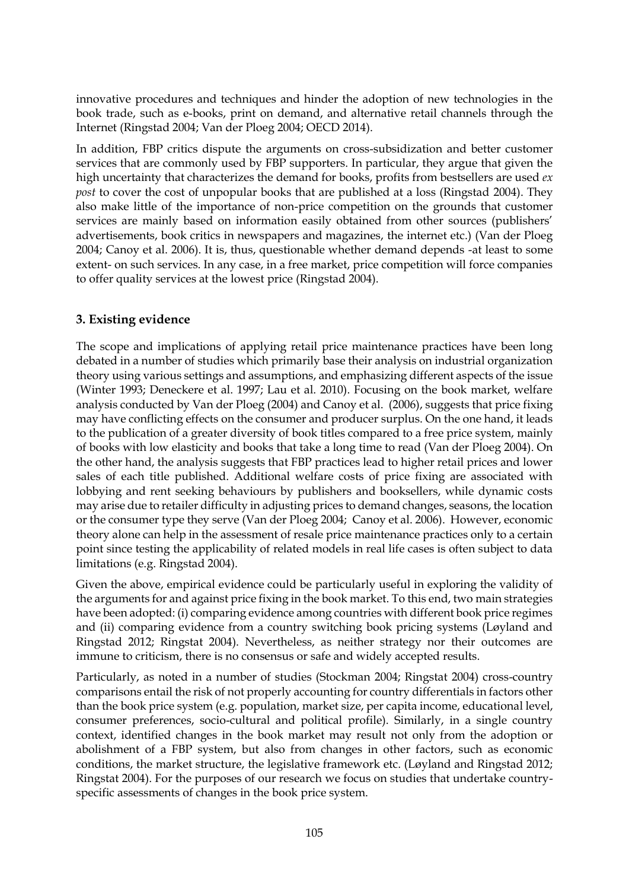innovative procedures and techniques and hinder the adoption of new technologies in the book trade, such as e-books, print on demand, and alternative retail channels through the Internet (Ringstad 2004; Van der Ploeg 2004; OECD 2014).

In addition, FBP critics dispute the arguments on cross-subsidization and better customer services that are commonly used by FBP supporters. In particular, they argue that given the high uncertainty that characterizes the demand for books, profits from bestsellers are used *ex post* to cover the cost of unpopular books that are published at a loss (Ringstad 2004). They also make little of the importance of non-price competition on the grounds that customer services are mainly based on information easily obtained from other sources (publishers' advertisements, book critics in newspapers and magazines, the internet etc.) (Van der Ploeg 2004; Canoy et al. 2006). It is, thus, questionable whether demand depends -at least to some extent- on such services. In any case, in a free market, price competition will force companies to offer quality services at the lowest price (Ringstad 2004).

## 3. Existing evidence

The scope and implications of applying retail price maintenance practices have been long debated in a number of studies which primarily base their analysis on industrial organization theory using various settings and assumptions, and emphasizing different aspects of the issue (Winter 1993; Deneckere et al. 1997; Lau et al. 2010). Focusing on the book market, welfare analysis conducted by Van der Ploeg (2004) and Canoy et al. (2006), suggests that price fixing may have conflicting effects on the consumer and producer surplus. On the one hand, it leads to the publication of a greater diversity of book titles compared to a free price system, mainly of books with low elasticity and books that take a long time to read (Van der Ploeg 2004). On the other hand, the analysis suggests that FBP practices lead to higher retail prices and lower sales of each title published. Additional welfare costs of price fixing are associated with lobbying and rent seeking behaviours by publishers and booksellers, while dynamic costs may arise due to retailer difficulty in adjusting prices to demand changes, seasons, the location or the consumer type they serve (Van der Ploeg 2004; Canoy et al. 2006). However, economic theory alone can help in the assessment of resale price maintenance practices only to a certain point since testing the applicability of related models in real life cases is often subject to data limitations (e.g. Ringstad 2004).

Given the above, empirical evidence could be particularly useful in exploring the validity of the arguments for and against price fixing in the book market. To this end, two main strategies have been adopted: (i) comparing evidence among countries with different book price regimes and (ii) comparing evidence from a country switching book pricing systems (Løyland and Ringstad 2012; Ringstat 2004). Nevertheless, as neither strategy nor their outcomes are immune to criticism, there is no consensus or safe and widely accepted results.

Particularly, as noted in a number of studies (Stockman 2004; Ringstat 2004) cross-country comparisons entail the risk of not properly accounting for country differentials in factors other than the book price system (e.g. population, market size, per capita income, educational level, consumer preferences, socio-cultural and political profile). Similarly, in a single country context, identified changes in the book market may result not only from the adoption or abolishment of a FBP system, but also from changes in other factors, such as economic conditions, the market structure, the legislative framework etc. (Løyland and Ringstad 2012; Ringstat 2004). For the purposes of our research we focus on studies that undertake country-specific assessments of changes in the book price system.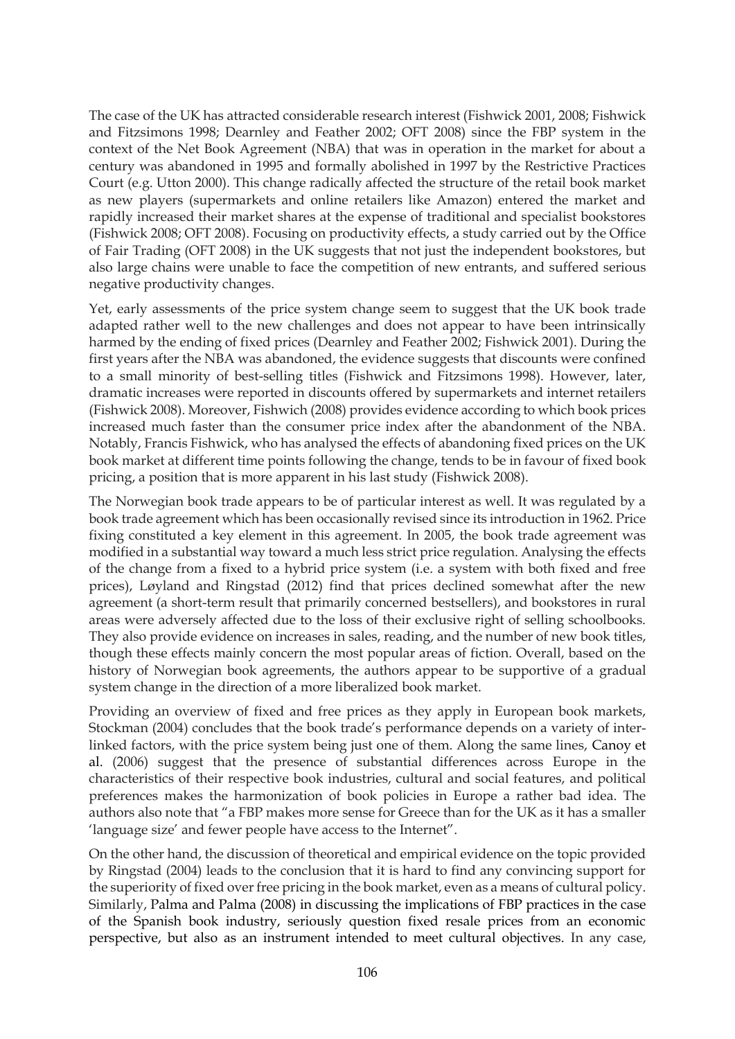The case of the UK has attracted considerable research interest (Fishwick 2001, 2008; Fishwick and Fitzsimons 1998; Dearnley and Feather 2002; OFT 2008) since the FBP system in the context of the Net Book Agreement (NBA) that was in operation in the market for about a century was abandoned in 1995 and formally abolished in 1997 by the Restrictive Practices Court (e.g. Utton 2000). This change radically affected the structure of the retail book market as new players (supermarkets and online retailers like Amazon) entered the market and rapidly increased their market shares at the expense of traditional and specialist bookstores (Fishwick 2008; OFT 2008). Focusing on productivity effects, a study carried out by the Office of Fair Trading (OFT 2008) in the UK suggests that not just the independent bookstores, but also large chains were unable to face the competition of new entrants, and suffered serious negative productivity changes.

Yet, early assessments of the price system change seem to suggest that the UK book trade adapted rather well to the new challenges and does not appear to have been intrinsically harmed by the ending of fixed prices (Dearnley and Feather 2002; Fishwick 2001). During the first years after the NBA was abandoned, the evidence suggests that discounts were confined to a small minority of best-selling titles (Fishwick and Fitzsimons 1998). However, later, dramatic increases were reported in discounts offered by supermarkets and internet retailers (Fishwick 2008). Moreover, Fishwich (2008) provides evidence according to which book prices increased much faster than the consumer price index after the abandonment of the NBA. Notably, Francis Fishwick, who has analysed the effects of abandoning fixed prices on the UK book market at different time points following the change, tends to be in favour of fixed book pricing, a position that is more apparent in his last study (Fishwick 2008).

The Norwegian book trade appears to be of particular interest as well. It was regulated by a book trade agreement which has been occasionally revised since its introduction in 1962. Price fixing constituted a key element in this agreement. In 2005, the book trade agreement was modified in a substantial way toward a much less strict price regulation. Analysing the effects of the change from a fixed to a hybrid price system (i.e. a system with both fixed and free prices), Løyland and Ringstad (2012) find that prices declined somewhat after the new agreement (a short-term result that primarily concerned bestsellers), and bookstores in rural areas were adversely affected due to the loss of their exclusive right of selling schoolbooks. They also provide evidence on increases in sales, reading, and the number of new book titles, though these effects mainly concern the most popular areas of fiction. Overall, based on the history of Norwegian book agreements, the authors appear to be supportive of a gradual system change in the direction of a more liberalized book market.

Providing an overview of fixed and free prices as they apply in European book markets, Stockman (2004) concludes that the book trade's performance depends on a variety of inter-linked factors, with the price system being just one of them. Along the same lines, Canoy et al. (2006) suggest that the presence of substantial differences across Europe in the characteristics of their respective book industries, cultural and social features, and political preferences makes the harmonization of book policies in Europe a rather bad idea. The authors also note that "a FBP makes more sense for Greece than for the UK as it has a smaller 'language size' and fewer people have access to the Internet".

On the other hand, the discussion of theoretical and empirical evidence on the topic provided by Ringstad (2004) leads to the conclusion that it is hard to find any convincing support for the superiority of fixed over free pricing in the book market, even as a means of cultural policy. Similarly, Palma and Palma (2008) in discussing the implications of FBP practices in the case of the Spanish book industry, seriously question fixed resale prices from an economic perspective, but also as an instrument intended to meet cultural objectives. In any case,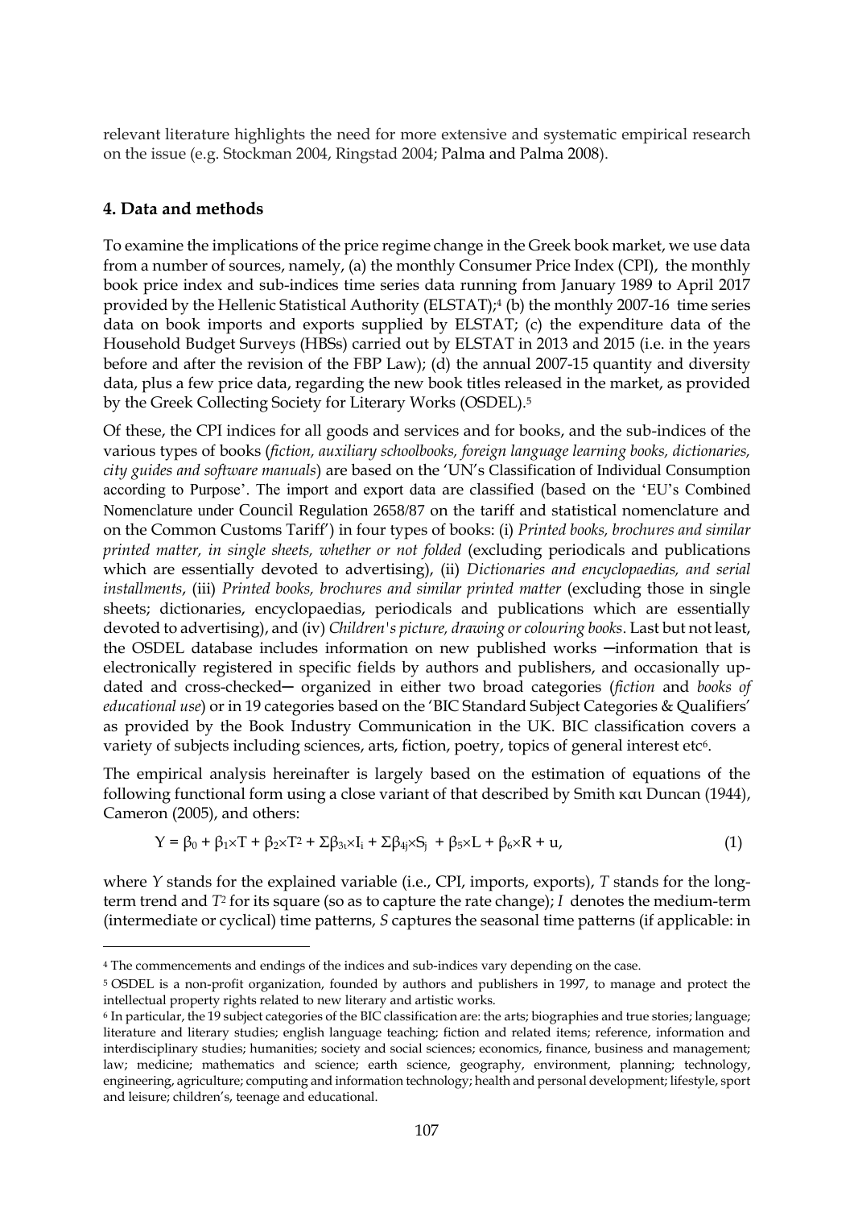relevant literature highlights the need for more extensive and systematic empirical research on the issue (e.g. Stockman 2004, Ringstad 2004; Palma and Palma 2008).

## 4. Data and methods

To examine the implications of the price regime change in the Greek book market, we use data from a number of sources, namely, (a) the monthly Consumer Price Index (CPI), the monthly book price index and sub-indices time series data running from January 1989 to April 2017 provided by the Hellenic Statistical Authority (ELSTAT);[4] (b) the monthly 2007-16 time series data on book imports and exports supplied by ELSTAT; (c) the expenditure data of the Household Budget Surveys (HBSs) carried out by ELSTAT in 2013 and 2015 (i.e. in the years before and after the revision of the FBP Law); (d) the annual 2007-15 quantity and diversity data, plus a few price data, regarding the new book titles released in the market, as provided by the Greek Collecting Society for Literary Works (OSDEL).[5]

Of these, the CPI indices for all goods and services and for books, and the sub-indices of the various types of books (*fiction, auxiliary schoolbooks, foreign language learning books, dictionaries, city guides and software manuals*) are based on the 'UN's Classification of Individual Consumption according to Purpose'. The import and export data are classified (based on the 'EU's Combined Nomenclature under Council Regulation 2658/87 on the tariff and statistical nomenclature and on the Common Customs Tariff') in four types of books: (i) *Printed books, brochures and similar printed matter, in single sheets, whether or not folded* (excluding periodicals and publications which are essentially devoted to advertising), (ii) *Dictionaries and encyclopaedias, and serial installments*, (iii) *Printed books, brochures and similar printed matter* (excluding those in single sheets; dictionaries, encyclopaedias, periodicals and publications which are essentially devoted to advertising), and (iv) *Children's picture, drawing or colouring books*. Last but not least, the OSDEL database includes information on new published works ─information that is electronically registered in specific fields by authors and publishers, and occasionally up-dated and cross-checked─ organized in either two broad categories (*fiction* and *books of educational use*) or in 19 categories based on the 'BIC Standard Subject Categories & Qualifiers' as provided by the Book Industry Communication in the UK. BIC classification covers a variety of subjects including sciences, arts, fiction, poetry, topics of general interest etc[6].

The empirical analysis hereinafter is largely based on the estimation of equations of the following functional form using a close variant of that described by Smith και Duncan (1944), Cameron (2005), and others:

$$Y = \beta_0 + \beta_1 \times T + \beta_2 \times T^2 + \Sigma\beta_{3\iota} \times I_i + \Sigma\beta_{4j} \times S_j + \beta_5 \times L + \beta_6 \times R + u, \tag{1}$$

where *Y* stands for the explained variable (i.e., CPI, imports, exports), *T* stands for the long-term trend and $T^2$ for its square (so as to capture the rate change); *I* denotes the medium-term (intermediate or cyclical) time patterns, *S* captures the seasonal time patterns (if applicable: in

---

[4] The commencements and endings of the indices and sub-indices vary depending on the case.

[5] OSDEL is a non-profit organization, founded by authors and publishers in 1997, to manage and protect the intellectual property rights related to new literary and artistic works.

[6] In particular, the 19 subject categories of the BIC classification are: the arts; biographies and true stories; language; literature and literary studies; english language teaching; fiction and related items; reference, information and interdisciplinary studies; humanities; society and social sciences; economics, finance, business and management; law; medicine; mathematics and science; earth science, geography, environment, planning; technology, engineering, agriculture; computing and information technology; health and personal development; lifestyle, sport and leisure; children's, teenage and educational.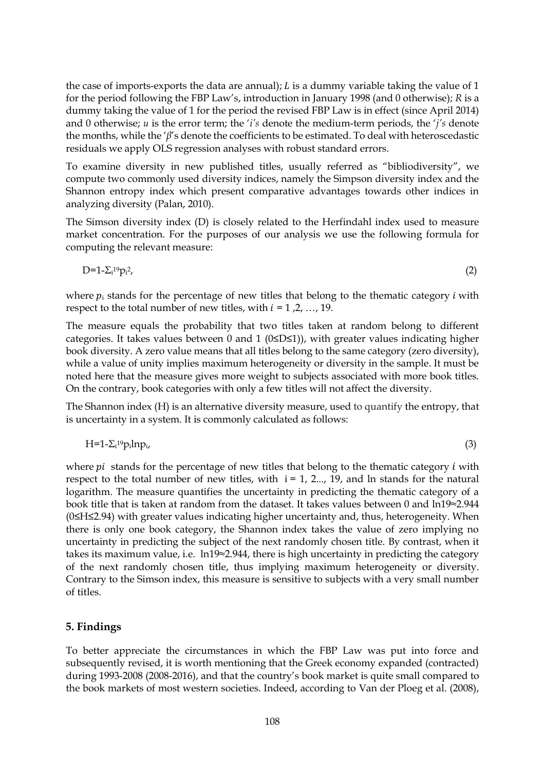the case of imports-exports the data are annual); $L$ is a dummy variable taking the value of 1 for the period following the FBP Law's, introduction in January 1998 (and 0 otherwise); $R$ is a dummy taking the value of 1 for the period the revised FBP Law is in effect (since April 2014) and 0 otherwise; $u$ is the error term; the '$i$'s denote the medium-term periods, the '$j$'s denote the months, while the '$\beta$'s denote the coefficients to be estimated. To deal with heteroscedastic residuals we apply OLS regression analyses with robust standard errors.

To examine diversity in new published titles, usually referred as "bibliodiversity", we compute two commonly used diversity indices, namely the Simpson diversity index and the Shannon entropy index which present comparative advantages towards other indices in analyzing diversity (Palan, 2010).

The Simson diversity index (D) is closely related to the Herfindahl index used to measure market concentration. For the purposes of our analysis we use the following formula for computing the relevant measure:

$$D=1-\Sigma_i^{19} p_i^2, \tag{2}$$

where $p_i$ stands for the percentage of new titles that belong to the thematic category $i$ with respect to the total number of new titles, with $i = 1, 2, \ldots, 19$.

The measure equals the probability that two titles taken at random belong to different categories. It takes values between 0 and 1 ($0 \leq D \leq 1$)), with greater values indicating higher book diversity. A zero value means that all titles belong to the same category (zero diversity), while a value of unity implies maximum heterogeneity or diversity in the sample. It must be noted here that the measure gives more weight to subjects associated with more book titles. On the contrary, book categories with only a few titles will not affect the diversity.

The Shannon index (H) is an alternative diversity measure, used to quantify the entropy, that is uncertainty in a system. It is commonly calculated as follows:

$$H=1-\Sigma_i^{19} p_i \ln p_i, \tag{3}$$

where $pi$ stands for the percentage of new titles that belong to the thematic category $i$ with respect to the total number of new titles, with $i = 1, 2..., 19$, and ln stands for the natural logarithm. The measure quantifies the uncertainty in predicting the thematic category of a book title that is taken at random from the dataset. It takes values between 0 and $\ln 19 \approx 2.944$ ($0 \leq H \leq 2.94$) with greater values indicating higher uncertainty and, thus, heterogeneity. When there is only one book category, the Shannon index takes the value of zero implying no uncertainty in predicting the subject of the next randomly chosen title. By contrast, when it takes its maximum value, i.e. $\ln 19 \approx 2.944$, there is high uncertainty in predicting the category of the next randomly chosen title, thus implying maximum heterogeneity or diversity. Contrary to the Simson index, this measure is sensitive to subjects with a very small number of titles.

## 5. Findings

To better appreciate the circumstances in which the FBP Law was put into force and subsequently revised, it is worth mentioning that the Greek economy expanded (contracted) during 1993-2008 (2008-2016), and that the country's book market is quite small compared to the book markets of most western societies. Indeed, according to Van der Ploeg et al. (2008),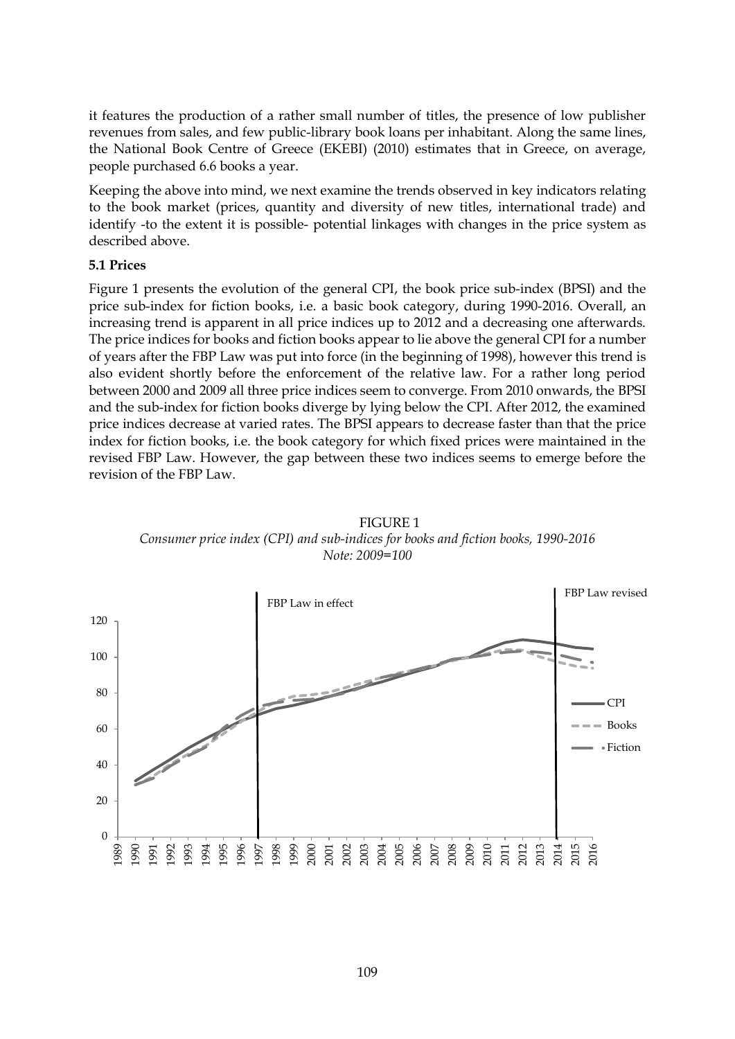it features the production of a rather small number of titles, the presence of low publisher revenues from sales, and few public-library book loans per inhabitant. Along the same lines, the National Book Centre of Greece (EKEBI) (2010) estimates that in Greece, on average, people purchased 6.6 books a year.

Keeping the above into mind, we next examine the trends observed in key indicators relating to the book market (prices, quantity and diversity of new titles, international trade) and identify -to the extent it is possible- potential linkages with changes in the price system as described above.

### 5.1 Prices

Figure 1 presents the evolution of the general CPI, the book price sub-index (BPSI) and the price sub-index for fiction books, i.e. a basic book category, during 1990-2016. Overall, an increasing trend is apparent in all price indices up to 2012 and a decreasing one afterwards. The price indices for books and fiction books appear to lie above the general CPI for a number of years after the FBP Law was put into force (in the beginning of 1998), however this trend is also evident shortly before the enforcement of the relative law. For a rather long period between 2000 and 2009 all three price indices seem to converge. From 2010 onwards, the BPSI and the sub-index for fiction books diverge by lying below the CPI. After 2012, the examined price indices decrease at varied rates. The BPSI appears to decrease faster than that the price index for fiction books, i.e. the book category for which fixed prices were maintained in the revised FBP Law. However, the gap between these two indices seems to emerge before the revision of the FBP Law.

FIGURE 1
*Consumer price index (CPI) and sub-indices for books and fiction books, 1990-2016*
*Note: 2009=100*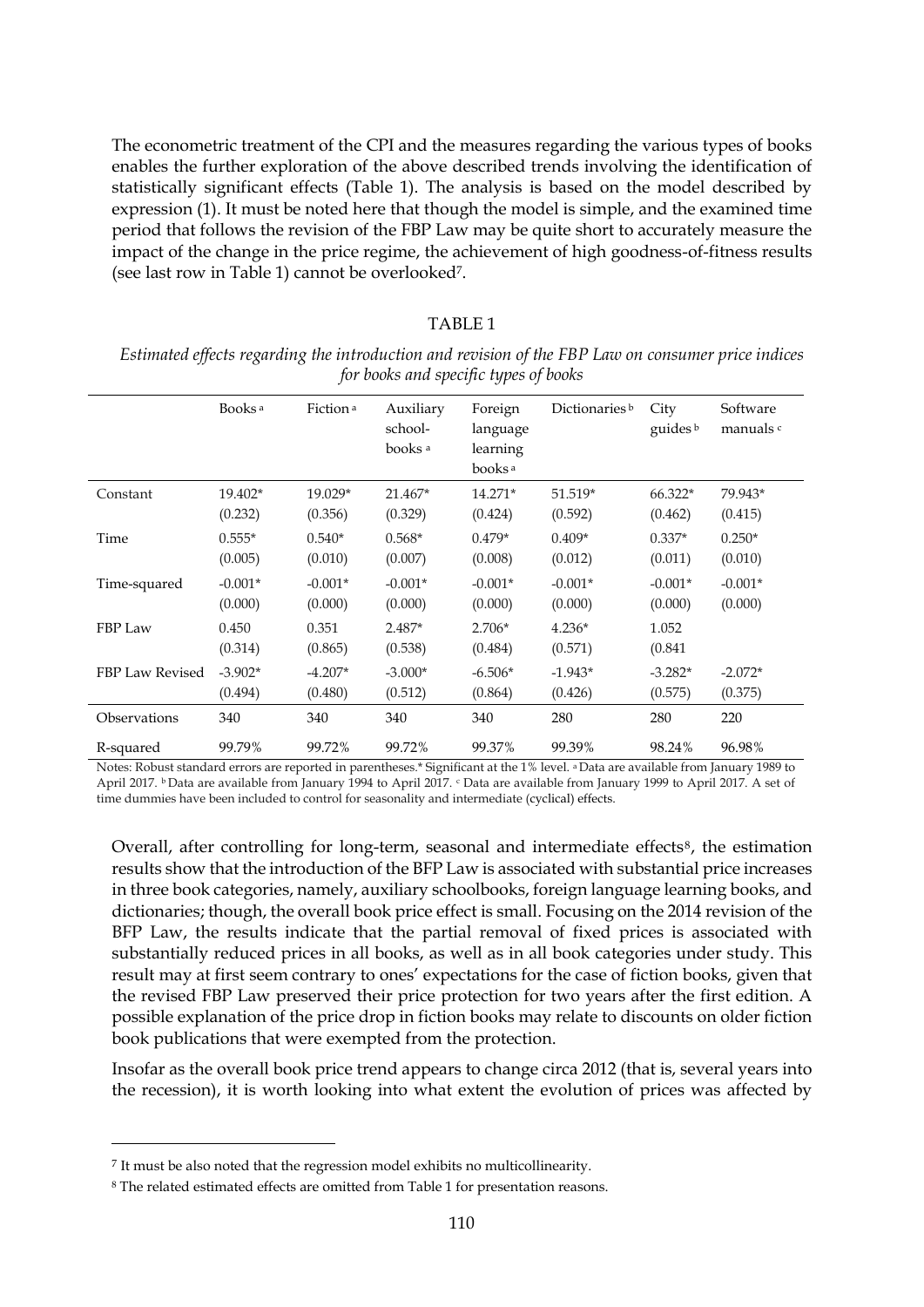The econometric treatment of the CPI and the measures regarding the various types of books enables the further exploration of the above described trends involving the identification of statistically significant effects (Table 1). The analysis is based on the model described by expression (1). It must be noted here that though the model is simple, and the examined time period that follows the revision of the FBP Law may be quite short to accurately measure the impact of the change in the price regime, the achievement of high goodness-of-fitness results (see last row in Table 1) cannot be overlooked[7].

TABLE 1

*Estimated effects regarding the introduction and revision of the FBP Law on consumer price indices for books and specific types of books*

| | Books [a] | Fiction [a] | Auxiliary school-books [a] | Foreign language learning books [a] | Dictionaries [b] | City guides [b] | Software manuals [c] |
|---|---|---|---|---|---|---|---|
| Constant | 19.402* (0.232) | 19.029* (0.356) | 21.467* (0.329) | 14.271* (0.424) | 51.519* (0.592) | 66.322* (0.462) | 79.943* (0.415) |
| Time | 0.555* (0.005) | 0.540* (0.010) | 0.568* (0.007) | 0.479* (0.008) | 0.409* (0.012) | 0.337* (0.011) | 0.250* (0.010) |
| Time-squared | -0.001* (0.000) | -0.001* (0.000) | -0.001* (0.000) | -0.001* (0.000) | -0.001* (0.000) | -0.001* (0.000) | -0.001* (0.000) |
| FBP Law | 0.450 (0.314) | 0.351 (0.865) | 2.487* (0.538) | 2.706* (0.484) | 4.236* (0.571) | 1.052 (0.841 | |
| FBP Law Revised | -3.902* (0.494) | -4.207* (0.480) | -3.000* (0.512) | -6.506* (0.864) | -1.943* (0.426) | -3.282* (0.575) | -2.072* (0.375) |
| Observations | 340 | 340 | 340 | 340 | 280 | 280 | 220 |
| R-squared | 99.79% | 99.72% | 99.72% | 99.37% | 99.39% | 98.24% | 96.98% |

Notes: Robust standard errors are reported in parentheses.* Significant at the 1% level. [a] Data are available from January 1989 to April 2017. [b] Data are available from January 1994 to April 2017. [c] Data are available from January 1999 to April 2017. A set of time dummies have been included to control for seasonality and intermediate (cyclical) effects.

Overall, after controlling for long-term, seasonal and intermediate effects[8], the estimation results show that the introduction of the BFP Law is associated with substantial price increases in three book categories, namely, auxiliary schoolbooks, foreign language learning books, and dictionaries; though, the overall book price effect is small. Focusing on the 2014 revision of the BFP Law, the results indicate that the partial removal of fixed prices is associated with substantially reduced prices in all books, as well as in all book categories under study. This result may at first seem contrary to ones' expectations for the case of fiction books, given that the revised FBP Law preserved their price protection for two years after the first edition. A possible explanation of the price drop in fiction books may relate to discounts on older fiction book publications that were exempted from the protection.

Insofar as the overall book price trend appears to change circa 2012 (that is, several years into the recession), it is worth looking into what extent the evolution of prices was affected by

---

[7] It must be also noted that the regression model exhibits no multicollinearity.

[8] The related estimated effects are omitted from Table 1 for presentation reasons.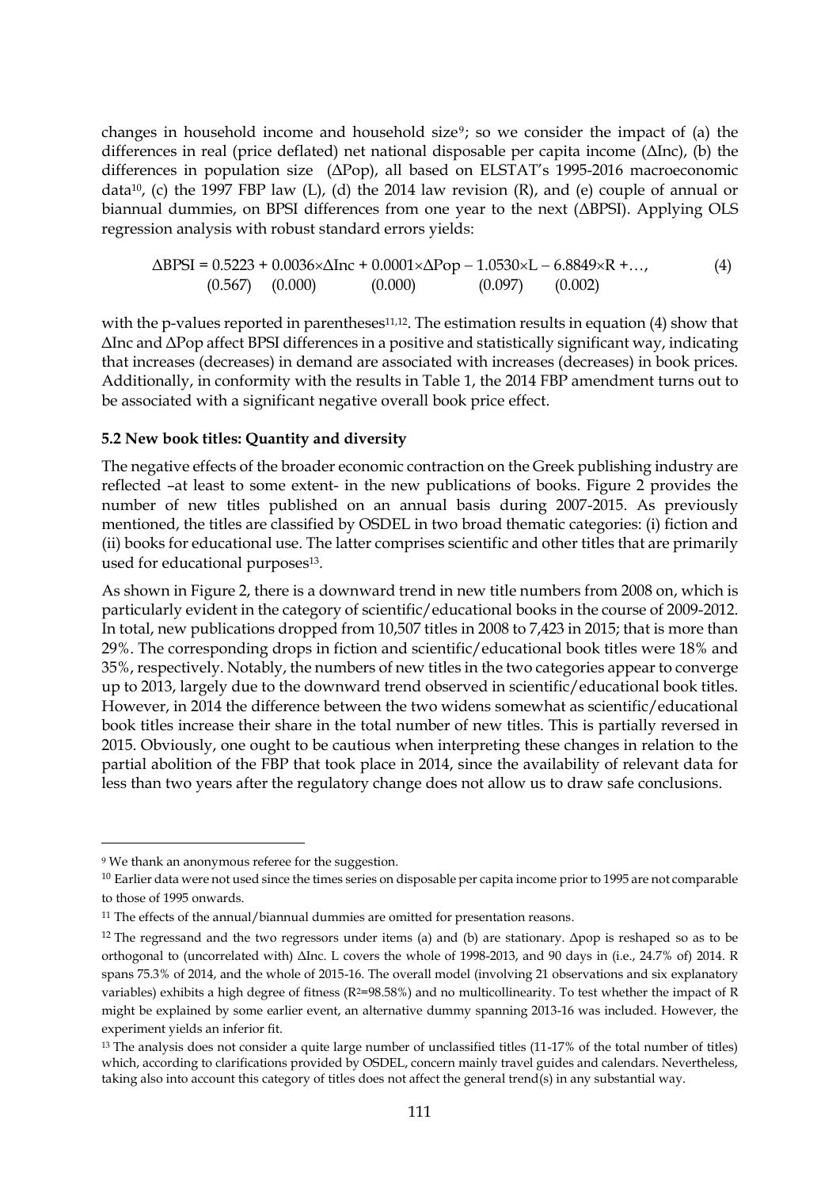changes in household income and household size[9]; so we consider the impact of (a) the differences in real (price deflated) net national disposable per capita income (ΔInc), (b) the differences in population size (ΔPop), all based on ELSTAT's 1995-2016 macroeconomic data[10], (c) the 1997 FBP law (L), (d) the 2014 law revision (R), and (e) couple of annual or biannual dummies, on BPSI differences from one year to the next (ΔBPSI). Applying OLS regression analysis with robust standard errors yields:

$$\underset{(0.567)}{\Delta BPSI = 0.5223} + \underset{(0.000)}{0.0036 \times \Delta Inc} + \underset{(0.000)}{0.0001 \times \Delta Pop} - \underset{(0.097)}{1.0530 \times L} - \underset{(0.002)}{6.8849 \times R} + \ldots, \tag{4}$$

with the p-values reported in parentheses[11,12]. The estimation results in equation (4) show that ΔInc and ΔPop affect BPSI differences in a positive and statistically significant way, indicating that increases (decreases) in demand are associated with increases (decreases) in book prices. Additionally, in conformity with the results in Table 1, the 2014 FBP amendment turns out to be associated with a significant negative overall book price effect.

### 5.2 New book titles: Quantity and diversity

The negative effects of the broader economic contraction on the Greek publishing industry are reflected –at least to some extent- in the new publications of books. Figure 2 provides the number of new titles published on an annual basis during 2007-2015. As previously mentioned, the titles are classified by OSDEL in two broad thematic categories: (i) fiction and (ii) books for educational use. The latter comprises scientific and other titles that are primarily used for educational purposes[13].

As shown in Figure 2, there is a downward trend in new title numbers from 2008 on, which is particularly evident in the category of scientific/educational books in the course of 2009-2012. In total, new publications dropped from 10,507 titles in 2008 to 7,423 in 2015; that is more than 29%. The corresponding drops in fiction and scientific/educational book titles were 18% and 35%, respectively. Notably, the numbers of new titles in the two categories appear to converge up to 2013, largely due to the downward trend observed in scientific/educational book titles. However, in 2014 the difference between the two widens somewhat as scientific/educational book titles increase their share in the total number of new titles. This is partially reversed in 2015. Obviously, one ought to be cautious when interpreting these changes in relation to the partial abolition of the FBP that took place in 2014, since the availability of relevant data for less than two years after the regulatory change does not allow us to draw safe conclusions.

---

[9] We thank an anonymous referee for the suggestion.

[10] Earlier data were not used since the times series on disposable per capita income prior to 1995 are not comparable to those of 1995 onwards.

[11] The effects of the annual/biannual dummies are omitted for presentation reasons.

[12] The regressand and the two regressors under items (a) and (b) are stationary. Δpop is reshaped so as to be orthogonal to (uncorrelated with) ΔInc. L covers the whole of 1998-2013, and 90 days in (i.e., 24.7% of) 2014. R spans 75.3% of 2014, and the whole of 2015-16. The overall model (involving 21 observations and six explanatory variables) exhibits a high degree of fitness ($R^2$=98.58%) and no multicollinearity. To test whether the impact of R might be explained by some earlier event, an alternative dummy spanning 2013-16 was included. However, the experiment yields an inferior fit.

[13] The analysis does not consider a quite large number of unclassified titles (11-17% of the total number of titles) which, according to clarifications provided by OSDEL, concern mainly travel guides and calendars. Nevertheless, taking also into account this category of titles does not affect the general trend(s) in any substantial way.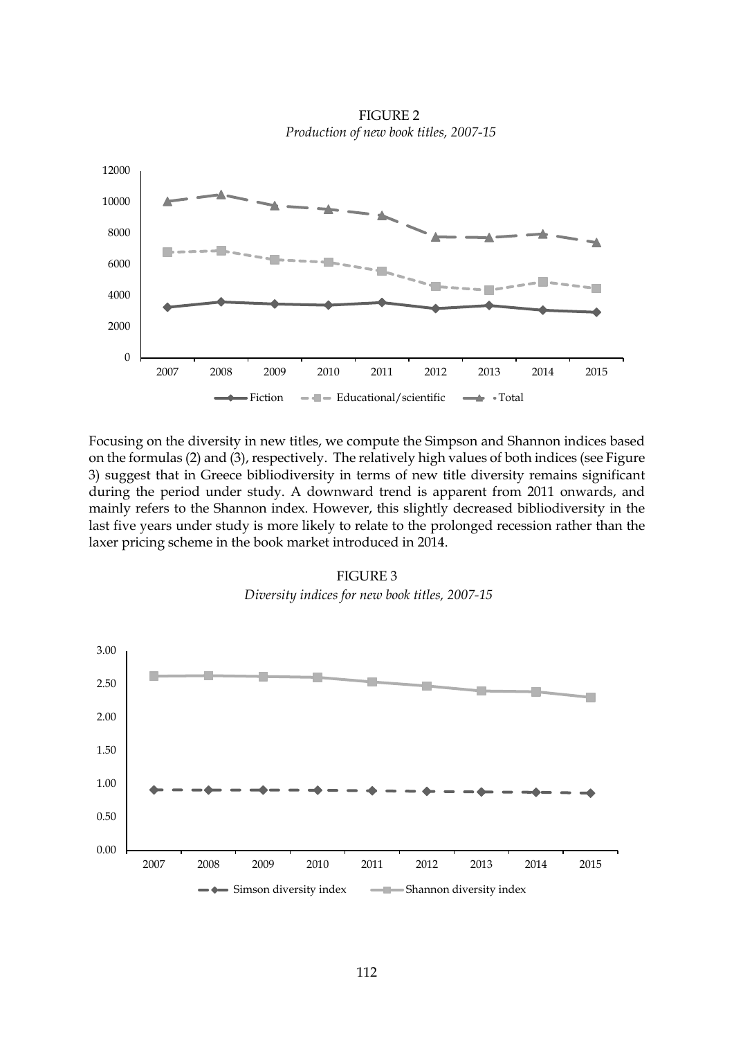FIGURE 2

*Production of new book titles, 2007-15*

Focusing on the diversity in new titles, we compute the Simpson and Shannon indices based on the formulas (2) and (3), respectively. The relatively high values of both indices (see Figure 3) suggest that in Greece bibliodiversity in terms of new title diversity remains significant during the period under study. A downward trend is apparent from 2011 onwards, and mainly refers to the Shannon index. However, this slightly decreased bibliodiversity in the last five years under study is more likely to relate to the prolonged recession rather than the laxer pricing scheme in the book market introduced in 2014.

FIGURE 3

*Diversity indices for new book titles, 2007-15*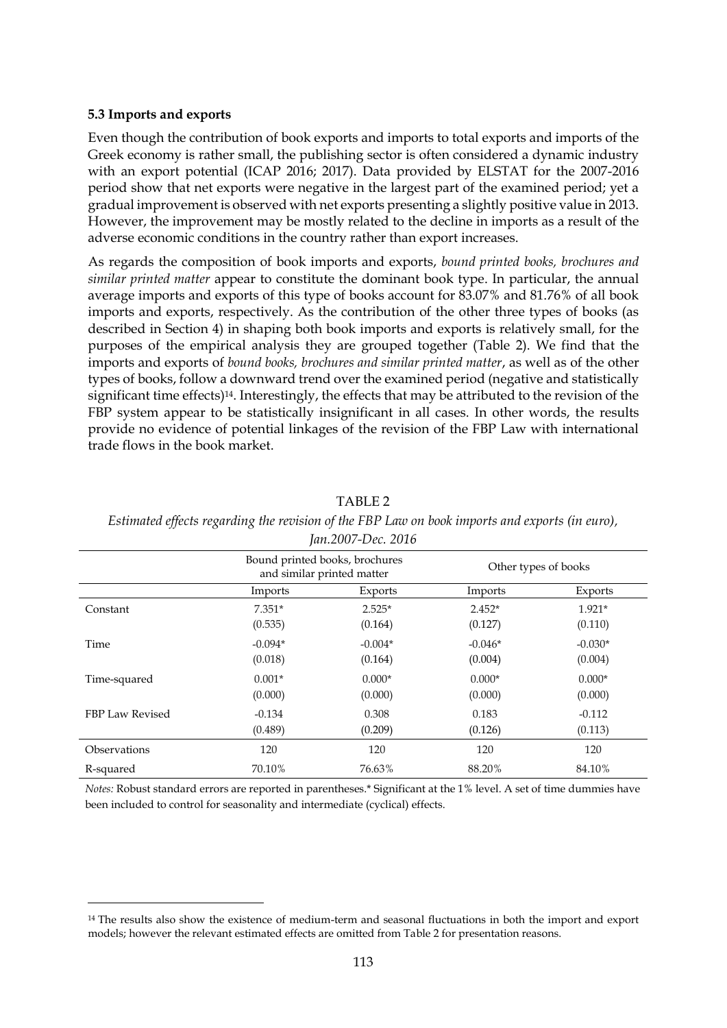### 5.3 Imports and exports

Even though the contribution of book exports and imports to total exports and imports of the Greek economy is rather small, the publishing sector is often considered a dynamic industry with an export potential (ICAP 2016; 2017). Data provided by ELSTAT for the 2007-2016 period show that net exports were negative in the largest part of the examined period; yet a gradual improvement is observed with net exports presenting a slightly positive value in 2013. However, the improvement may be mostly related to the decline in imports as a result of the adverse economic conditions in the country rather than export increases.

As regards the composition of book imports and exports, *bound printed books, brochures and similar printed matter* appear to constitute the dominant book type. In particular, the annual average imports and exports of this type of books account for 83.07% and 81.76% of all book imports and exports, respectively. As the contribution of the other three types of books (as described in Section 4) in shaping both book imports and exports is relatively small, for the purposes of the empirical analysis they are grouped together (Table 2). We find that the imports and exports of *bound books, brochures and similar printed matter*, as well as of the other types of books, follow a downward trend over the examined period (negative and statistically significant time effects)[14]. Interestingly, the effects that may be attributed to the revision of the FBP system appear to be statistically insignificant in all cases. In other words, the results provide no evidence of potential linkages of the revision of the FBP Law with international trade flows in the book market.

TABLE 2

*Estimated effects regarding the revision of the FBP Law on book imports and exports (in euro), Jan.2007-Dec. 2016*

| | Bound printed books, brochures and similar printed matter | | Other types of books | |
|---|---|---|---|---|
| | Imports | Exports | Imports | Exports |
| Constant | 7.351* | 2.525* | 2.452* | 1.921* |
| | (0.535) | (0.164) | (0.127) | (0.110) |
| Time | -0.094* | -0.004* | -0.046* | -0.030* |
| | (0.018) | (0.164) | (0.004) | (0.004) |
| Time-squared | 0.001* | 0.000* | 0.000* | 0.000* |
| | (0.000) | (0.000) | (0.000) | (0.000) |
| FBP Law Revised | -0.134 | 0.308 | 0.183 | -0.112 |
| | (0.489) | (0.209) | (0.126) | (0.113) |
| Observations | 120 | 120 | 120 | 120 |
| R-squared | 70.10% | 76.63% | 88.20% | 84.10% |

*Notes:* Robust standard errors are reported in parentheses.* Significant at the 1% level. A set of time dummies have been included to control for seasonality and intermediate (cyclical) effects.

[14] The results also show the existence of medium-term and seasonal fluctuations in both the import and export models; however the relevant estimated effects are omitted from Table 2 for presentation reasons.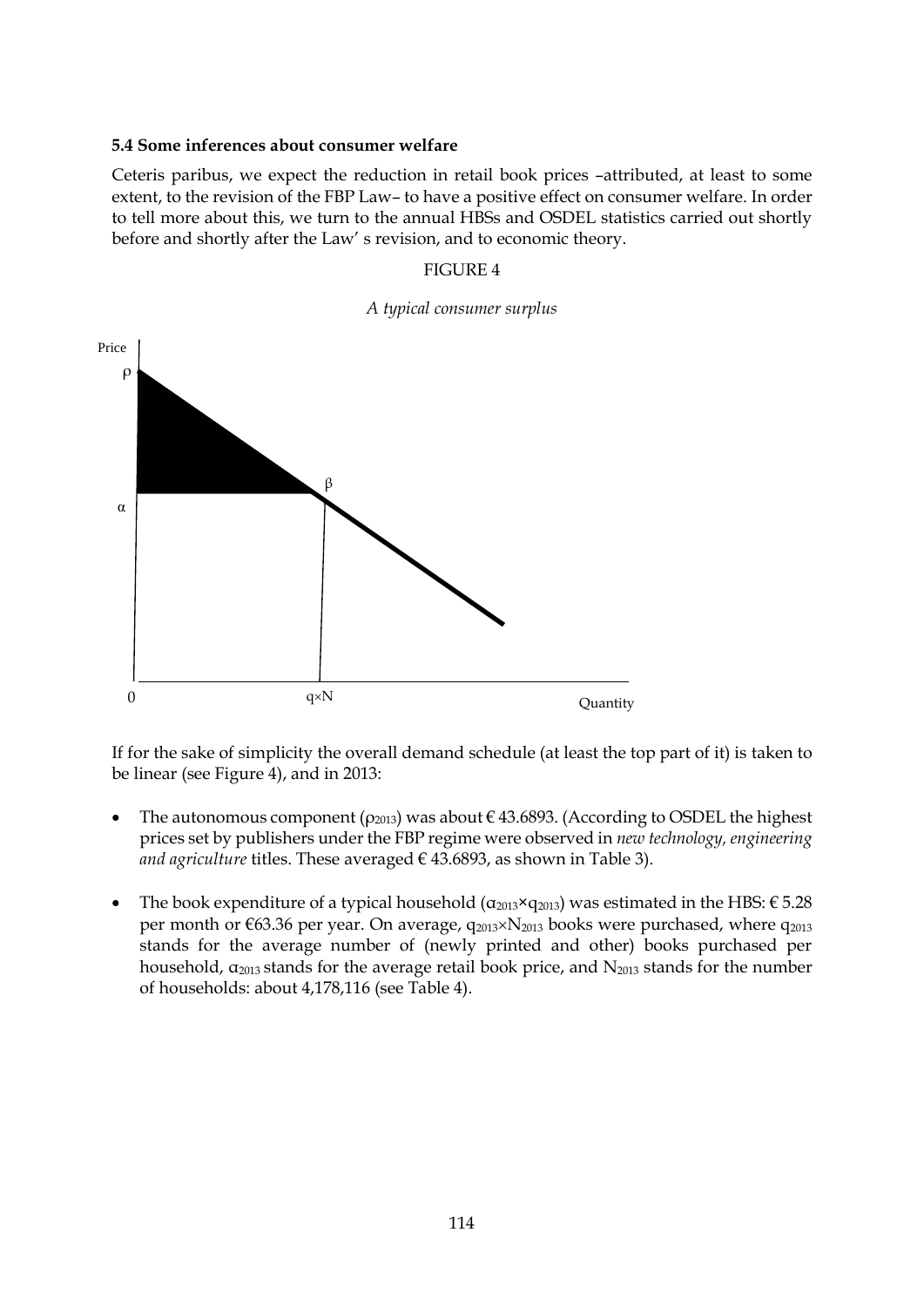### 5.4 Some inferences about consumer welfare

Ceteris paribus, we expect the reduction in retail book prices –attributed, at least to some extent, to the revision of the FBP Law– to have a positive effect on consumer welfare. In order to tell more about this, we turn to the annual HBSs and OSDEL statistics carried out shortly before and shortly after the Law' s revision, and to economic theory.

FIGURE 4

*A typical consumer surplus*

If for the sake of simplicity the overall demand schedule (at least the top part of it) is taken to be linear (see Figure 4), and in 2013:

- The autonomous component ($\rho_{2013}$) was about € 43.6893. (According to OSDEL the highest prices set by publishers under the FBP regime were observed in *new technology, engineering and agriculture* titles. These averaged € 43.6893, as shown in Table 3).

- The book expenditure of a typical household ($\alpha_{2013} \times q_{2013}$) was estimated in the HBS: € 5.28 per month or €63.36 per year. On average, $q_{2013} \times N_{2013}$ books were purchased, where $q_{2013}$ stands for the average number of (newly printed and other) books purchased per household, $\alpha_{2013}$ stands for the average retail book price, and $N_{2013}$ stands for the number of households: about 4,178,116 (see Table 4).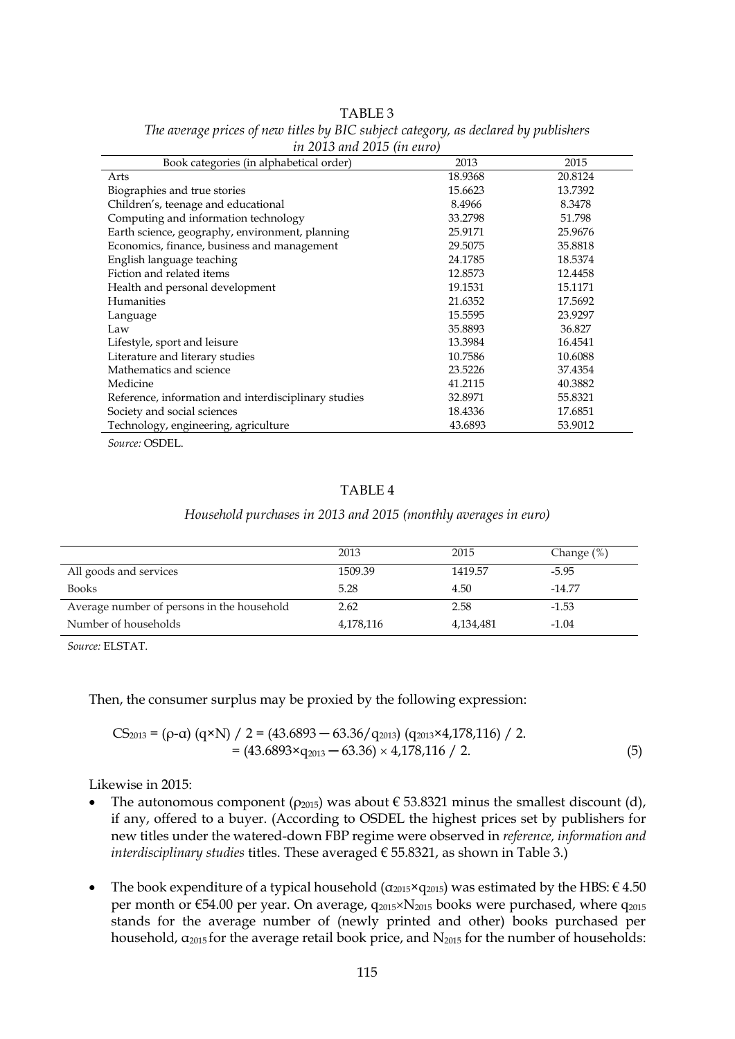TABLE 3

*The average prices of new titles by BIC subject category, as declared by publishers in 2013 and 2015 (in euro)*

| Book categories (in alphabetical order) | 2013 | 2015 |
|---|---|---|
| Arts | 18.9368 | 20.8124 |
| Biographies and true stories | 15.6623 | 13.7392 |
| Children's, teenage and educational | 8.4966 | 8.3478 |
| Computing and information technology | 33.2798 | 51.798 |
| Earth science, geography, environment, planning | 25.9171 | 25.9676 |
| Economics, finance, business and management | 29.5075 | 35.8818 |
| English language teaching | 24.1785 | 18.5374 |
| Fiction and related items | 12.8573 | 12.4458 |
| Health and personal development | 19.1531 | 15.1171 |
| Humanities | 21.6352 | 17.5692 |
| Language | 15.5595 | 23.9297 |
| Law | 35.8893 | 36.827 |
| Lifestyle, sport and leisure | 13.3984 | 16.4541 |
| Literature and literary studies | 10.7586 | 10.6088 |
| Mathematics and science | 23.5226 | 37.4354 |
| Medicine | 41.2115 | 40.3882 |
| Reference, information and interdisciplinary studies | 32.8971 | 55.8321 |
| Society and social sciences | 18.4336 | 17.6851 |
| Technology, engineering, agriculture | 43.6893 | 53.9012 |

*Source:* OSDEL.

TABLE 4

*Household purchases in 2013 and 2015 (monthly averages in euro)*

| | 2013 | 2015 | Change (%) |
|---|---|---|---|
| All goods and services | 1509.39 | 1419.57 | -5.95 |
| Books | 5.28 | 4.50 | -14.77 |
| Average number of persons in the household | 2.62 | 2.58 | -1.53 |
| Number of households | 4,178,116 | 4,134,481 | -1.04 |

*Source:* ELSTAT.

Then, the consumer surplus may be proxied by the following expression:

$$
\begin{aligned}
CS_{2013} &= (\rho-\alpha)\,(q\times N) / 2 = (43.6893 - 63.36/q_{2013})\,(q_{2013}\times 4{,}178{,}116) / 2. \\
&= (43.6893\times q_{2013} - 63.36) \times 4{,}178{,}116 / 2. \qquad (5)
\end{aligned}
$$

Likewise in 2015:

- The autonomous component ($\rho_{2015}$) was about € 53.8321 minus the smallest discount (d), if any, offered to a buyer. (According to OSDEL the highest prices set by publishers for new titles under the watered-down FBP regime were observed in *reference, information and interdisciplinary studies* titles. These averaged € 55.8321, as shown in Table 3.)

- The book expenditure of a typical household ($\alpha_{2015}\times q_{2015}$) was estimated by the HBS: € 4.50 per month or €54.00 per year. On average, $q_{2015}\times N_{2015}$ books were purchased, where $q_{2015}$ stands for the average number of (newly printed and other) books purchased per household, $\alpha_{2015}$ for the average retail book price, and $N_{2015}$ for the number of households: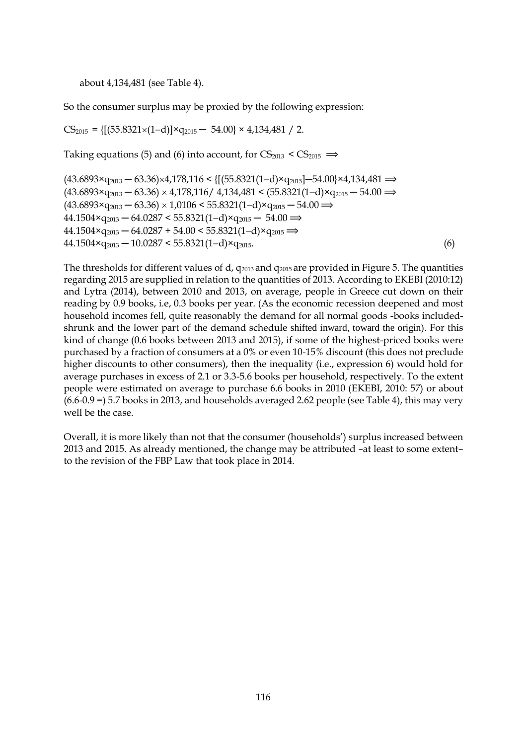about 4,134,481 (see Table 4).

So the consumer surplus may be proxied by the following expression:

$$CS_{2015} = \{[(55.8321\times(1-d)]\times q_{2015} - 54.00\} \times 4{,}134{,}481 / 2.$$

Taking equations (5) and (6) into account, for $CS_{2013} < CS_{2015} \implies$

$$(43.6893\times q_{2013} - 63.36)\times 4{,}178{,}116 < \{[(55.8321(1-d)\times q_{2015}]-54.00\}\times 4{,}134{,}481 \implies$$
$$(43.6893\times q_{2013} - 63.36) \times 4{,}178{,}116 / 4{,}134{,}481 < (55.8321(1-d)\times q_{2015} - 54.00 \implies$$
$$(43.6893\times q_{2013} - 63.36) \times 1{,}0106 < 55.8321(1-d)\times q_{2015} - 54.00 \implies$$
$$44.1504\times q_{2013} - 64.0287 < 55.8321(1-d)\times q_{2015} - 54.00 \implies$$
$$44.1504\times q_{2013} - 64.0287 + 54.00 < 55.8321(1-d)\times q_{2015} \implies$$
$$44.1504\times q_{2013} - 10.0287 < 55.8321(1-d)\times q_{2015}. \tag{6}$$

The thresholds for different values of d, $q_{2013}$ and $q_{2015}$ are provided in Figure 5. The quantities regarding 2015 are supplied in relation to the quantities of 2013. According to EKEBI (2010:12) and Lytra (2014), between 2010 and 2013, on average, people in Greece cut down on their reading by 0.9 books, i.e, 0.3 books per year. (As the economic recession deepened and most household incomes fell, quite reasonably the demand for all normal goods -books included- shrunk and the lower part of the demand schedule shifted inward, toward the origin). For this kind of change (0.6 books between 2013 and 2015), if some of the highest-priced books were purchased by a fraction of consumers at a 0% or even 10-15% discount (this does not preclude higher discounts to other consumers), then the inequality (i.e., expression 6) would hold for average purchases in excess of 2.1 or 3.3-5.6 books per household, respectively. To the extent people were estimated on average to purchase 6.6 books in 2010 (EKEBI, 2010: 57) or about (6.6-0.9 =) 5.7 books in 2013, and households averaged 2.62 people (see Table 4), this may very well be the case.

Overall, it is more likely than not that the consumer (households') surplus increased between 2013 and 2015. As already mentioned, the change may be attributed –at least to some extent– to the revision of the FBP Law that took place in 2014.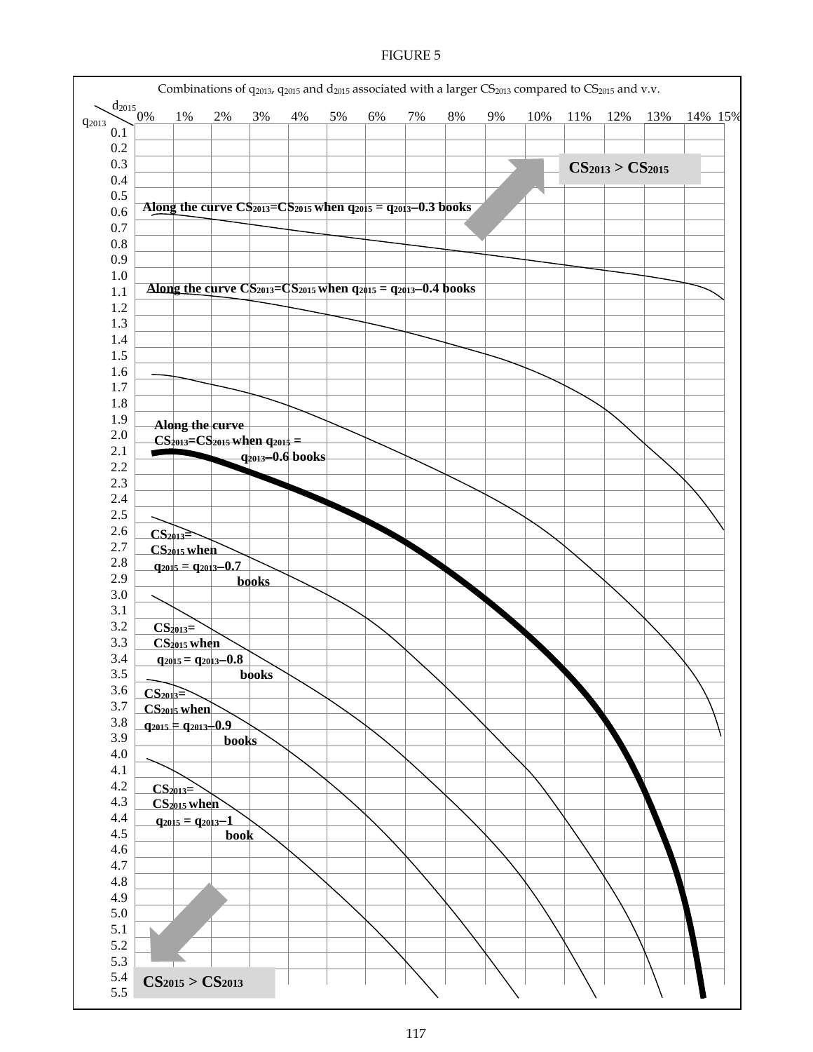FIGURE 5

Combinations of $q_{2013}$, $q_{2015}$ and $d_{2015}$ associated with a larger $CS_{2013}$ compared to $CS_{2015}$ and v.v.

$d_{2015}$: 0% 1% 2% 3% 4% 5% 6% 7% 8% 9% 10% 11% 12% 13% 14% 15%

$q_{2013}$: 0.1 0.2 0.3 0.4 0.5 0.6 0.7 0.8 0.9 1.0 1.1 1.2 1.3 1.4 1.5 1.6 1.7 1.8 1.9 2.0 2.1 2.2 2.3 2.4 2.5 2.6 2.7 2.8 2.9 3.0 3.1 3.2 3.3 3.4 3.5 3.6 3.7 3.8 3.9 4.0 4.1 4.2 4.3 4.4 4.5 4.6 4.7 4.8 4.9 5.0 5.1 5.2 5.3 5.4 5.5

**$CS_{2013} > CS_{2015}$**

**Along the curve $CS_{2013}=CS_{2015}$ when $q_{2015} = q_{2013}$–0.3 books**

**Along the curve $CS_{2013}=CS_{2015}$ when $q_{2015} = q_{2013}$–0.4 books**

**Along the curve $CS_{2013}=CS_{2015}$ when $q_{2015} = q_{2013}$–0.6 books**

**$CS_{2013}=CS_{2015}$ when $q_{2015} = q_{2013}$–0.7 books**

**$CS_{2013}=CS_{2015}$ when $q_{2015} = q_{2013}$–0.8 books**

**$CS_{2013}=CS_{2015}$ when $q_{2015} = q_{2013}$–0.9 books**

**$CS_{2013}=CS_{2015}$ when $q_{2015} = q_{2013}$–1 book**

**$CS_{2015} > CS_{2013}$**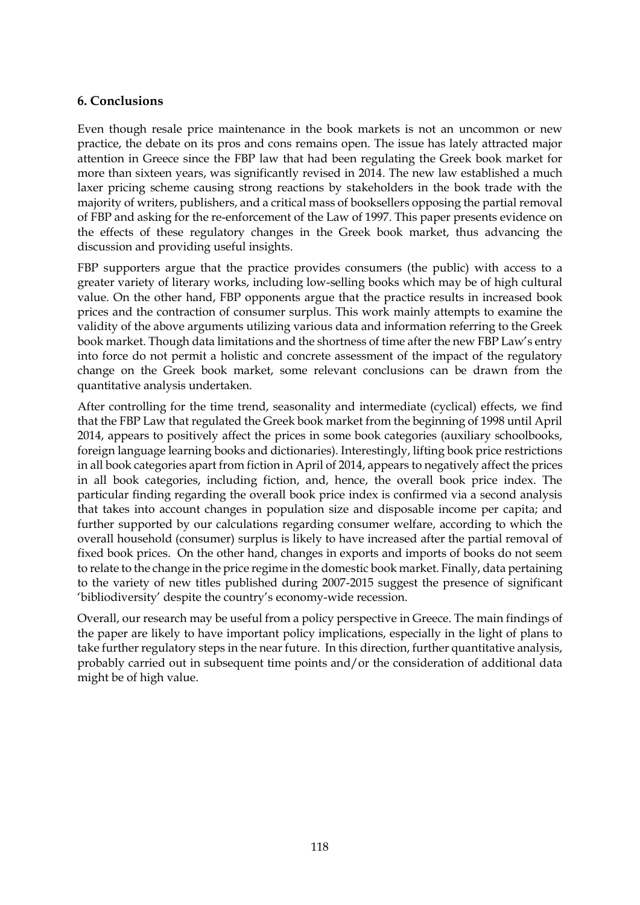## 6. Conclusions

Even though resale price maintenance in the book markets is not an uncommon or new practice, the debate on its pros and cons remains open. The issue has lately attracted major attention in Greece since the FBP law that had been regulating the Greek book market for more than sixteen years, was significantly revised in 2014. The new law established a much laxer pricing scheme causing strong reactions by stakeholders in the book trade with the majority of writers, publishers, and a critical mass of booksellers opposing the partial removal of FBP and asking for the re-enforcement of the Law of 1997. This paper presents evidence on the effects of these regulatory changes in the Greek book market, thus advancing the discussion and providing useful insights.

FBP supporters argue that the practice provides consumers (the public) with access to a greater variety of literary works, including low-selling books which may be of high cultural value. On the other hand, FBP opponents argue that the practice results in increased book prices and the contraction of consumer surplus. This work mainly attempts to examine the validity of the above arguments utilizing various data and information referring to the Greek book market. Though data limitations and the shortness of time after the new FBP Law's entry into force do not permit a holistic and concrete assessment of the impact of the regulatory change on the Greek book market, some relevant conclusions can be drawn from the quantitative analysis undertaken.

After controlling for the time trend, seasonality and intermediate (cyclical) effects, we find that the FBP Law that regulated the Greek book market from the beginning of 1998 until April 2014, appears to positively affect the prices in some book categories (auxiliary schoolbooks, foreign language learning books and dictionaries). Interestingly, lifting book price restrictions in all book categories apart from fiction in April of 2014, appears to negatively affect the prices in all book categories, including fiction, and, hence, the overall book price index. The particular finding regarding the overall book price index is confirmed via a second analysis that takes into account changes in population size and disposable income per capita; and further supported by our calculations regarding consumer welfare, according to which the overall household (consumer) surplus is likely to have increased after the partial removal of fixed book prices. On the other hand, changes in exports and imports of books do not seem to relate to the change in the price regime in the domestic book market. Finally, data pertaining to the variety of new titles published during 2007-2015 suggest the presence of significant 'bibliodiversity' despite the country's economy-wide recession.

Overall, our research may be useful from a policy perspective in Greece. The main findings of the paper are likely to have important policy implications, especially in the light of plans to take further regulatory steps in the near future. In this direction, further quantitative analysis, probably carried out in subsequent time points and/or the consideration of additional data might be of high value.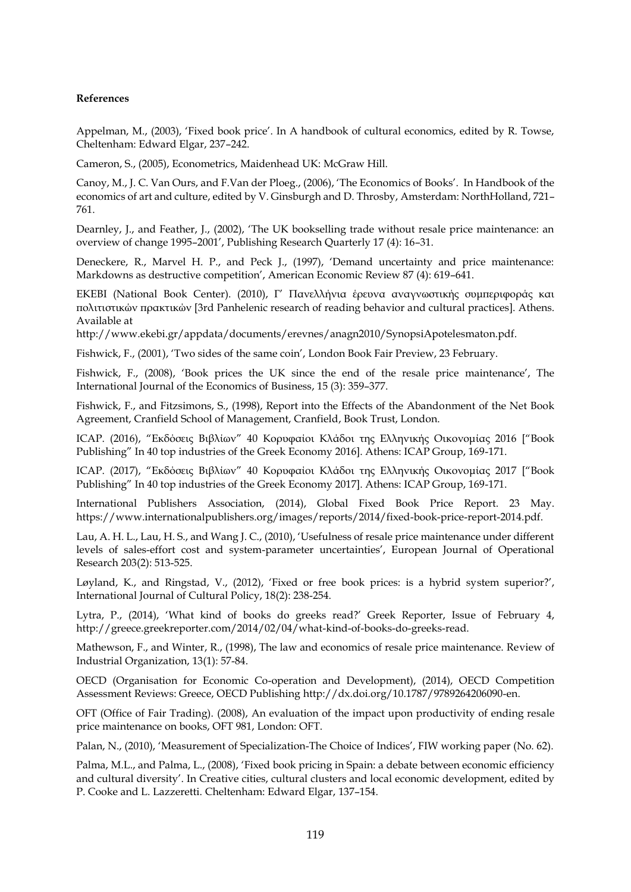**References**

Appelman, M., (2003), 'Fixed book price'. In A handbook of cultural economics, edited by R. Towse, Cheltenham: Edward Elgar, 237–242.

Cameron, S., (2005), Econometrics, Maidenhead UK: McGraw Hill.

Canoy, M., J. C. Van Ours, and F.Van der Ploeg., (2006), 'The Economics of Books'. In Handbook of the economics of art and culture, edited by V. Ginsburgh and D. Throsby, Amsterdam: NorthHolland, 721–761.

Dearnley, J., and Feather, J., (2002), 'The UK bookselling trade without resale price maintenance: an overview of change 1995–2001', Publishing Research Quarterly 17 (4): 16–31.

Deneckere, R., Marvel H. P., and Peck J., (1997), 'Demand uncertainty and price maintenance: Markdowns as destructive competition', American Economic Review 87 (4): 619–641.

EKEBI (National Book Center). (2010), Γ' Πανελλήνια έρευνα αναγνωστικής συμπεριφοράς και πολιτιστικών πρακτικών [3rd Panhelenic research of reading behavior and cultural practices]. Athens. Available at
http://www.ekebi.gr/appdata/documents/erevnes/anagn2010/SynopsiApotelesmaton.pdf.

Fishwick, F., (2001), 'Two sides of the same coin', London Book Fair Preview, 23 February.

Fishwick, F., (2008), 'Book prices the UK since the end of the resale price maintenance', The International Journal of the Economics of Business, 15 (3): 359–377.

Fishwick, F., and Fitzsimons, S., (1998), Report into the Effects of the Abandonment of the Net Book Agreement, Cranfield School of Management, Cranfield, Book Trust, London.

ICAP. (2016), "Εκδόσεις Βιβλίων" 40 Κορυφαίοι Κλάδοι της Ελληνικής Οικονομίας 2016 ["Book Publishing" In 40 top industries of the Greek Economy 2016]. Athens: ICAP Group, 169-171.

ICAP. (2017), "Εκδόσεις Βιβλίων" 40 Κορυφαίοι Κλάδοι της Ελληνικής Οικονομίας 2017 ["Book Publishing" In 40 top industries of the Greek Economy 2017]. Athens: ICAP Group, 169-171.

International Publishers Association, (2014), Global Fixed Book Price Report. 23 May. https://www.internationalpublishers.org/images/reports/2014/fixed-book-price-report-2014.pdf.

Lau, A. H. L., Lau, H. S., and Wang J. C., (2010), 'Usefulness of resale price maintenance under different levels of sales-effort cost and system-parameter uncertainties', European Journal of Operational Research 203(2): 513-525.

Løyland, K., and Ringstad, V., (2012), 'Fixed or free book prices: is a hybrid system superior?', International Journal of Cultural Policy, 18(2): 238-254.

Lytra, P., (2014), 'What kind of books do greeks read?' Greek Reporter, Issue of February 4, http://greece.greekreporter.com/2014/02/04/what-kind-of-books-do-greeks-read.

Mathewson, F., and Winter, R., (1998), The law and economics of resale price maintenance. Review of Industrial Organization, 13(1): 57-84.

OECD (Organisation for Economic Co-operation and Development), (2014), OECD Competition Assessment Reviews: Greece, OECD Publishing http://dx.doi.org/10.1787/9789264206090-en.

OFT (Office of Fair Trading). (2008), An evaluation of the impact upon productivity of ending resale price maintenance on books, OFT 981, London: OFT.

Palan, N., (2010), 'Measurement of Specialization-The Choice of Indices', FIW working paper (No. 62).

Palma, M.L., and Palma, L., (2008), 'Fixed book pricing in Spain: a debate between economic efficiency and cultural diversity'. In Creative cities, cultural clusters and local economic development, edited by P. Cooke and L. Lazzeretti. Cheltenham: Edward Elgar, 137–154.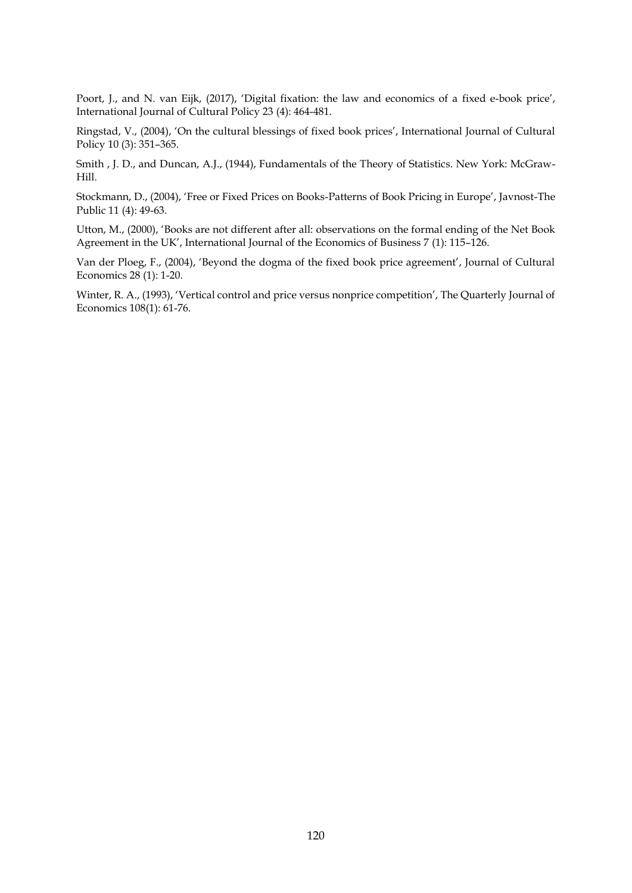Poort, J., and N. van Eijk, (2017), 'Digital fixation: the law and economics of a fixed e-book price', International Journal of Cultural Policy 23 (4): 464-481.

Ringstad, V., (2004), 'On the cultural blessings of fixed book prices', International Journal of Cultural Policy 10 (3): 351–365.

Smith , J. D., and Duncan, A.J., (1944), Fundamentals of the Theory of Statistics. New York: McGraw-Hill.

Stockmann, D., (2004), 'Free or Fixed Prices on Books-Patterns of Book Pricing in Europe', Javnost-The Public 11 (4): 49-63.

Utton, M., (2000), 'Books are not different after all: observations on the formal ending of the Net Book Agreement in the UK', International Journal of the Economics of Business 7 (1): 115–126.

Van der Ploeg, F., (2004), 'Beyond the dogma of the fixed book price agreement', Journal of Cultural Economics 28 (1): 1-20.

Winter, R. A., (1993), 'Vertical control and price versus nonprice competition', The Quarterly Journal of Economics 108(1): 61-76.